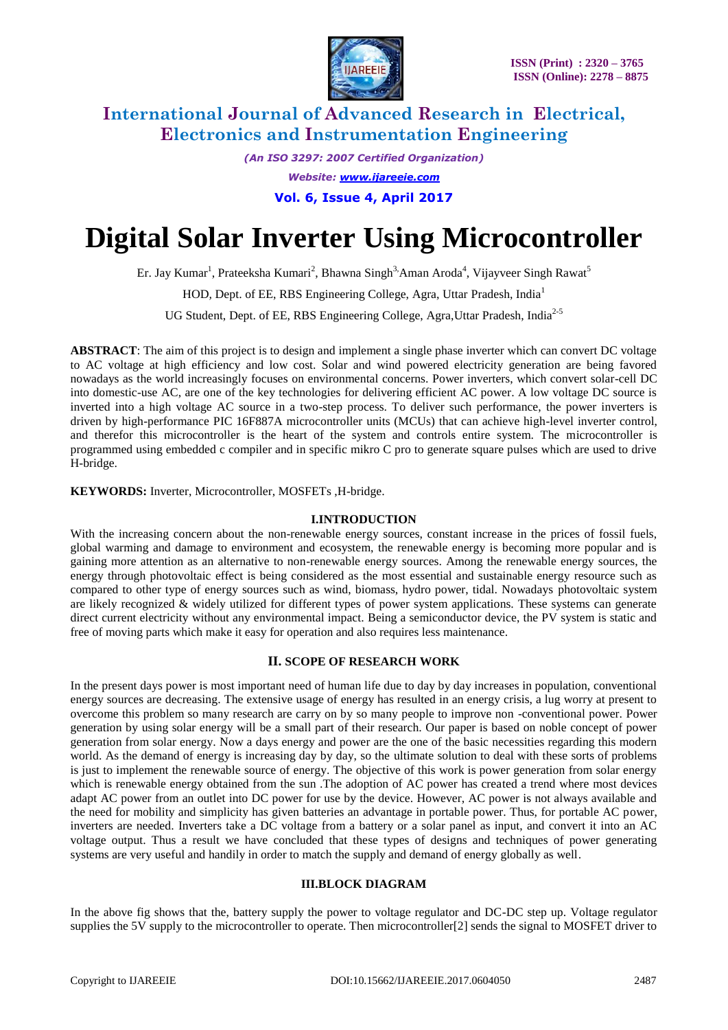# Digital Solar Inverter Using Microcontroller

Er. Jay Kumar[1], Prateeksha Kumari[2], Bhawna Singh[3], Aman Aroda[4], Vijayveer Singh Rawat[5]

HOD, Dept. of EE, RBS Engineering College, Agra, Uttar Pradesh, India[1]

UG Student, Dept. of EE, RBS Engineering College, Agra,Uttar Pradesh, India[2-5]

**ABSTRACT**: The aim of this project is to design and implement a single phase inverter which can convert DC voltage to AC voltage at high efficiency and low cost. Solar and wind powered electricity generation are being favored nowadays as the world increasingly focuses on environmental concerns. Power inverters, which convert solar-cell DC into domestic-use AC, are one of the key technologies for delivering efficient AC power. A low voltage DC source is inverted into a high voltage AC source in a two-step process. To deliver such performance, the power inverters is driven by high-performance PIC 16F887A microcontroller units (MCUs) that can achieve high-level inverter control, and therefor this microcontroller is the heart of the system and controls entire system. The microcontroller is programmed using embedded c compiler and in specific mikro C pro to generate square pulses which are used to drive H-bridge.

**KEYWORDS:** Inverter, Microcontroller, MOSFETs ,H-bridge.

## I.INTRODUCTION

With the increasing concern about the non-renewable energy sources, constant increase in the prices of fossil fuels, global warming and damage to environment and ecosystem, the renewable energy is becoming more popular and is gaining more attention as an alternative to non-renewable energy sources. Among the renewable energy sources, the energy through photovoltaic effect is being considered as the most essential and sustainable energy resource such as compared to other type of energy sources such as wind, biomass, hydro power, tidal. Nowadays photovoltaic system are likely recognized & widely utilized for different types of power system applications. These systems can generate direct current electricity without any environmental impact. Being a semiconductor device, the PV system is static and free of moving parts which make it easy for operation and also requires less maintenance.

## II. SCOPE OF RESEARCH WORK

In the present days power is most important need of human life due to day by day increases in population, conventional energy sources are decreasing. The extensive usage of energy has resulted in an energy crisis, a lug worry at present to overcome this problem so many research are carry on by so many people to improve non -conventional power. Power generation by using solar energy will be a small part of their research. Our paper is based on noble concept of power generation from solar energy. Now a days energy and power are the one of the basic necessities regarding this modern world. As the demand of energy is increasing day by day, so the ultimate solution to deal with these sorts of problems is just to implement the renewable source of energy. The objective of this work is power generation from solar energy which is renewable energy obtained from the sun .The adoption of AC power has created a trend where most devices adapt AC power from an outlet into DC power for use by the device. However, AC power is not always available and the need for mobility and simplicity has given batteries an advantage in portable power. Thus, for portable AC power, inverters are needed. Inverters take a DC voltage from a battery or a solar panel as input, and convert it into an AC voltage output. Thus a result we have concluded that these types of designs and techniques of power generating systems are very useful and handily in order to match the supply and demand of energy globally as well.

## III.BLOCK DIAGRAM

In the above fig shows that the, battery supply the power to voltage regulator and DC-DC step up. Voltage regulator supplies the 5V supply to the microcontroller to operate. Then microcontroller[2] sends the signal to MOSFET driver to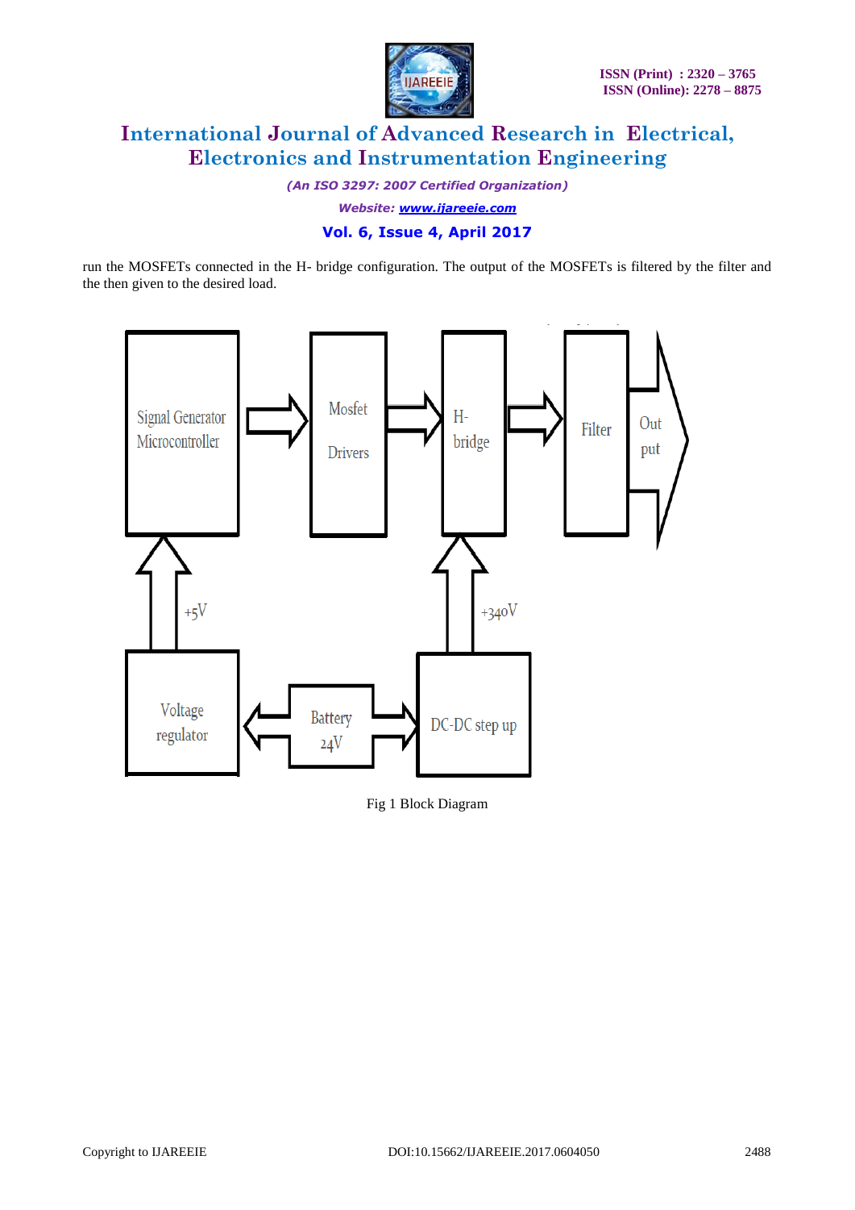run the MOSFETs connected in the H- bridge configuration. The output of the MOSFETs is filtered by the filter and the then given to the desired load.

Fig 1 Block Diagram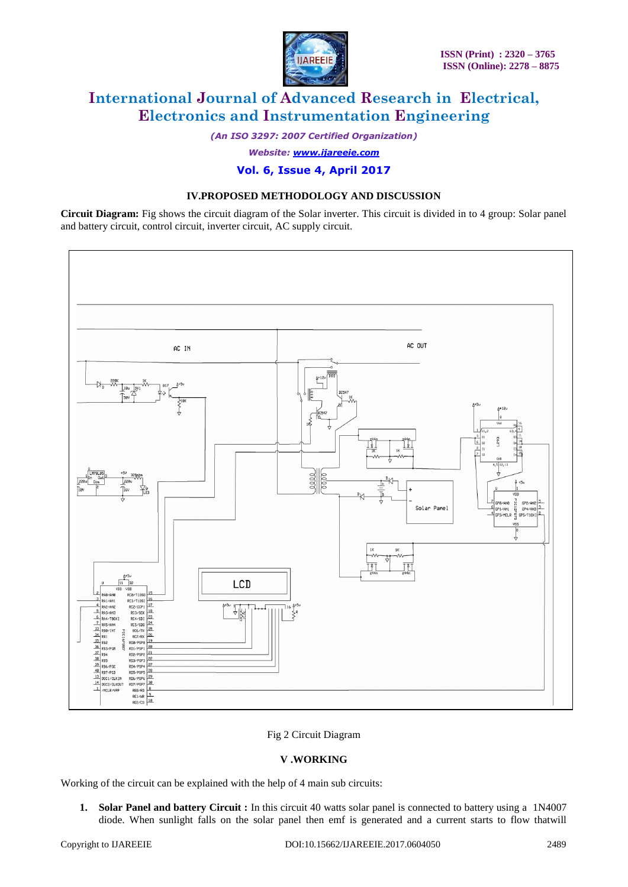## IV.PROPOSED METHODOLOGY AND DISCUSSION

**Circuit Diagram:** Fig shows the circuit diagram of the Solar inverter. This circuit is divided in to 4 group: Solar panel and battery circuit, control circuit, inverter circuit, AC supply circuit.

Fig 2 Circuit Diagram

## V .WORKING

Working of the circuit can be explained with the help of 4 main sub circuits:

1. **Solar Panel and battery Circuit :** In this circuit 40 watts solar panel is connected to battery using a 1N4007 diode. When sunlight falls on the solar panel then emf is generated and a current starts to flow thatwill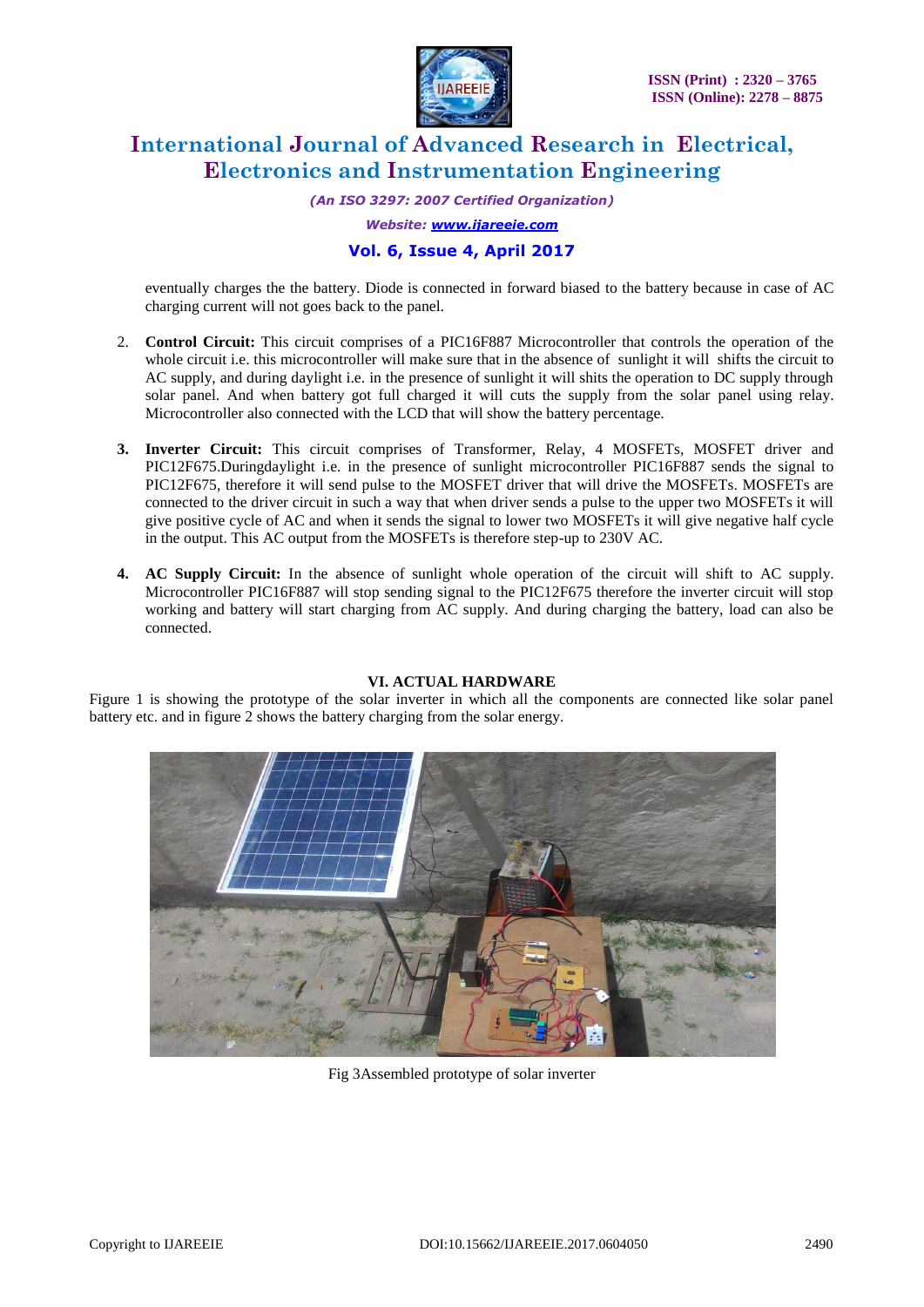eventually charges the the battery. Diode is connected in forward biased to the battery because in case of AC charging current will not goes back to the panel.

2. **Control Circuit:** This circuit comprises of a PIC16F887 Microcontroller that controls the operation of the whole circuit i.e. this microcontroller will make sure that in the absence of sunlight it will shifts the circuit to AC supply, and during daylight i.e. in the presence of sunlight it will shits the operation to DC supply through solar panel. And when battery got full charged it will cuts the supply from the solar panel using relay. Microcontroller also connected with the LCD that will show the battery percentage.

3. **Inverter Circuit:** This circuit comprises of Transformer, Relay, 4 MOSFETs, MOSFET driver and PIC12F675.Duringdaylight i.e. in the presence of sunlight microcontroller PIC16F887 sends the signal to PIC12F675, therefore it will send pulse to the MOSFET driver that will drive the MOSFETs. MOSFETs are connected to the driver circuit in such a way that when driver sends a pulse to the upper two MOSFETs it will give positive cycle of AC and when it sends the signal to lower two MOSFETs it will give negative half cycle in the output. This AC output from the MOSFETs is therefore step-up to 230V AC.

4. **AC Supply Circuit:** In the absence of sunlight whole operation of the circuit will shift to AC supply. Microcontroller PIC16F887 will stop sending signal to the PIC12F675 therefore the inverter circuit will stop working and battery will start charging from AC supply. And during charging the battery, load can also be connected.

## VI. ACTUAL HARDWARE

Figure 1 is showing the prototype of the solar inverter in which all the components are connected like solar panel battery etc. and in figure 2 shows the battery charging from the solar energy.

Fig 3Assembled prototype of solar inverter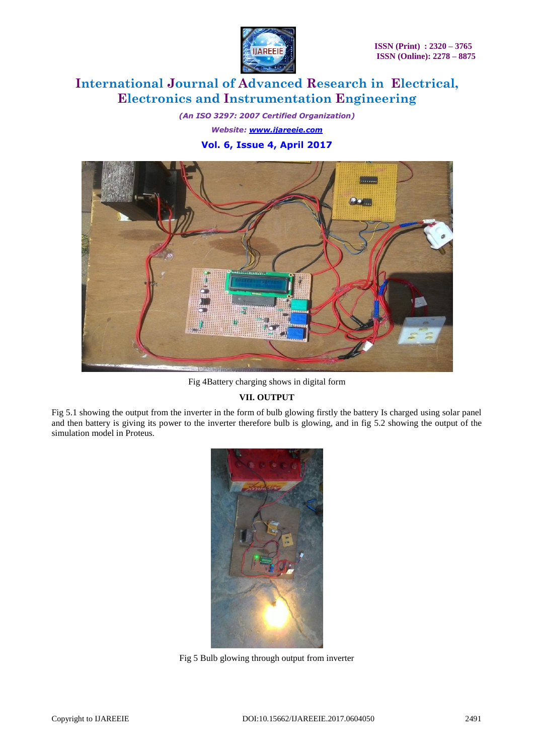Fig 4Battery charging shows in digital form

## VII. OUTPUT

Fig 5.1 showing the output from the inverter in the form of bulb glowing firstly the battery Is charged using solar panel and then battery is giving its power to the inverter therefore bulb is glowing, and in fig 5.2 showing the output of the simulation model in Proteus.

Fig 5 Bulb glowing through output from inverter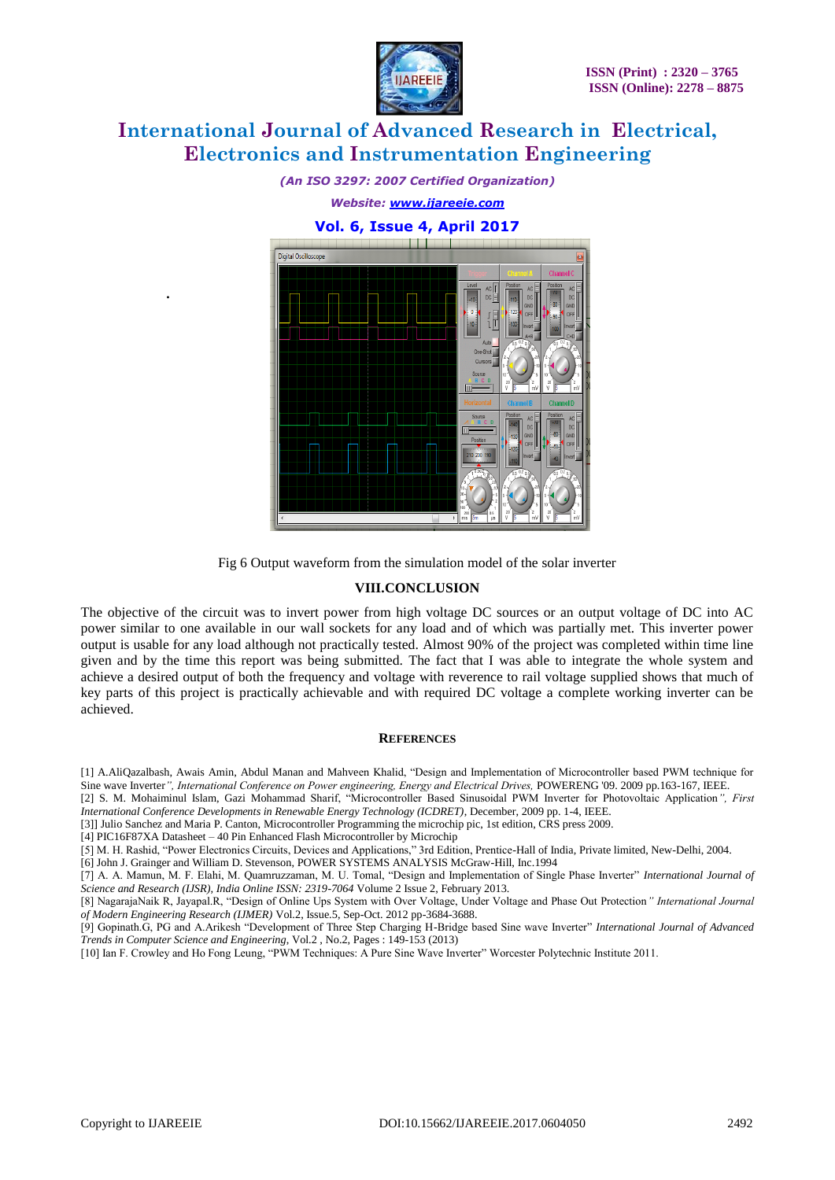Fig 6 Output waveform from the simulation model of the solar inverter

## VIII.CONCLUSION

The objective of the circuit was to invert power from high voltage DC sources or an output voltage of DC into AC power similar to one available in our wall sockets for any load and of which was partially met. This inverter power output is usable for any load although not practically tested. Almost 90% of the project was completed within time line given and by the time this report was being submitted. The fact that I was able to integrate the whole system and achieve a desired output of both the frequency and voltage with reverence to rail voltage supplied shows that much of key parts of this project is practically achievable and with required DC voltage a complete working inverter can be achieved.

## REFERENCES

[1] A.AliQazalbash, Awais Amin, Abdul Manan and Mahveen Khalid, "Design and Implementation of Microcontroller based PWM technique for Sine wave Inverter*", International Conference on Power engineering, Energy and Electrical Drives,* POWERENG '09. 2009 pp.163-167, IEEE.

[2] S. M. Mohaiminul Islam, Gazi Mohammad Sharif, "Microcontroller Based Sinusoidal PWM Inverter for Photovoltaic Application*", First International Conference Developments in Renewable Energy Technology (ICDRET),* December, 2009 pp. 1-4, IEEE.

[3]] Julio Sanchez and Maria P. Canton, Microcontroller Programming the microchip pic, 1st edition, CRS press 2009.

[4] PIC16F87XA Datasheet – 40 Pin Enhanced Flash Microcontroller by Microchip

[5] M. H. Rashid, "Power Electronics Circuits, Devices and Applications," 3rd Edition, Prentice-Hall of India, Private limited, New-Delhi, 2004.

[6] John J. Grainger and William D. Stevenson, POWER SYSTEMS ANALYSIS McGraw-Hill, Inc.1994

[7] A. A. Mamun, M. F. Elahi, M. Quamruzzaman, M. U. Tomal, "Design and Implementation of Single Phase Inverter" *International Journal of Science and Research (IJSR), India Online ISSN: 2319-7064* Volume 2 Issue 2, February 2013.

[8] NagarajaNaik R, Jayapal.R, "Design of Online Ups System with Over Voltage, Under Voltage and Phase Out Protection*" International Journal of Modern Engineering Research (IJMER)* Vol.2, Issue.5, Sep-Oct. 2012 pp-3684-3688.

[9] Gopinath.G, PG and A.Arikesh "Development of Three Step Charging H-Bridge based Sine wave Inverter" *International Journal of Advanced Trends in Computer Science and Engineering*, Vol.2 , No.2, Pages : 149-153 (2013)

[10] Ian F. Crowley and Ho Fong Leung, "PWM Techniques: A Pure Sine Wave Inverter" Worcester Polytechnic Institute 2011.